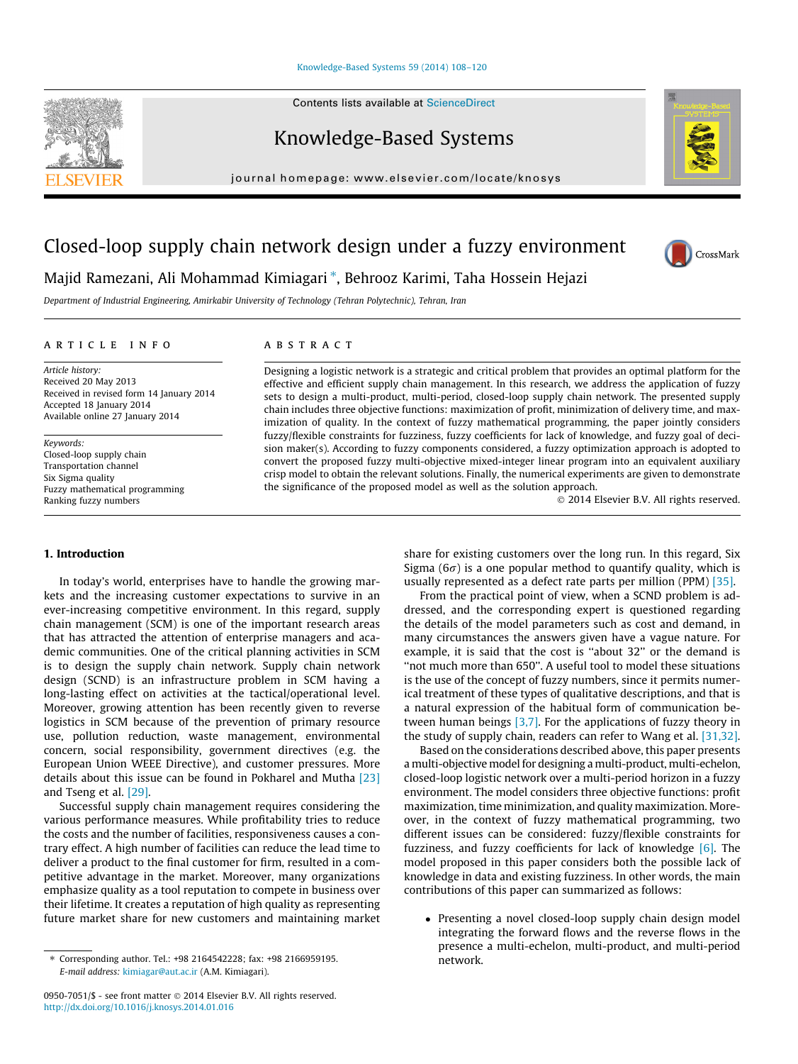# Closed-loop supply chain network design under a fuzzy environment

Majid Ramezani, Ali Mohammad Kimiagari *, Behrooz Karimi, Taha Hossein Hejazi

*Department of Industrial Engineering, Amirkabir University of Technology (Tehran Polytechnic), Tehran, Iran*

## ARTICLE INFO

*Article history:*
Received 20 May 2013
Received in revised form 14 January 2014
Accepted 18 January 2014
Available online 27 January 2014

*Keywords:*
Closed-loop supply chain
Transportation channel
Six Sigma quality
Fuzzy mathematical programming
Ranking fuzzy numbers

## ABSTRACT

Designing a logistic network is a strategic and critical problem that provides an optimal platform for the effective and efficient supply chain management. In this research, we address the application of fuzzy sets to design a multi-product, multi-period, closed-loop supply chain network. The presented supply chain includes three objective functions: maximization of profit, minimization of delivery time, and maximization of quality. In the context of fuzzy mathematical programming, the paper jointly considers fuzzy/flexible constraints for fuzziness, fuzzy coefficients for lack of knowledge, and fuzzy goal of decision maker(s). According to fuzzy components considered, a fuzzy optimization approach is adopted to convert the proposed fuzzy multi-objective mixed-integer linear program into an equivalent auxiliary crisp model to obtain the relevant solutions. Finally, the numerical experiments are given to demonstrate the significance of the proposed model as well as the solution approach.

© 2014 Elsevier B.V. All rights reserved.

## 1. Introduction

In today's world, enterprises have to handle the growing markets and the increasing customer expectations to survive in an ever-increasing competitive environment. In this regard, supply chain management (SCM) is one of the important research areas that has attracted the attention of enterprise managers and academic communities. One of the critical planning activities in SCM is to design the supply chain network. Supply chain network design (SCND) is an infrastructure problem in SCM having a long-lasting effect on activities at the tactical/operational level. Moreover, growing attention has been recently given to reverse logistics in SCM because of the prevention of primary resource use, pollution reduction, waste management, environmental concern, social responsibility, government directives (e.g. the European Union WEEE Directive), and customer pressures. More details about this issue can be found in Pokharel and Mutha [23] and Tseng et al. [29].

Successful supply chain management requires considering the various performance measures. While profitability tries to reduce the costs and the number of facilities, responsiveness causes a contrary effect. A high number of facilities can reduce the lead time to deliver a product to the final customer for firm, resulted in a competitive advantage in the market. Moreover, many organizations emphasize quality as a tool reputation to compete in business over their lifetime. It creates a reputation of high quality as representing future market share for new customers and maintaining market share for existing customers over the long run. In this regard, Six Sigma ($6\sigma$) is a one popular method to quantify quality, which is usually represented as a defect rate parts per million (PPM) [35].

From the practical point of view, when a SCND problem is addressed, and the corresponding expert is questioned regarding the details of the model parameters such as cost and demand, in many circumstances the answers given have a vague nature. For example, it is said that the cost is "about 32" or the demand is "not much more than 650". A useful tool to model these situations is the use of the concept of fuzzy numbers, since it permits numerical treatment of these types of qualitative descriptions, and that is a natural expression of the habitual form of communication between human beings [3,7]. For the applications of fuzzy theory in the study of supply chain, readers can refer to Wang et al. [31,32].

Based on the considerations described above, this paper presents a multi-objective model for designing a multi-product, multi-echelon, closed-loop logistic network over a multi-period horizon in a fuzzy environment. The model considers three objective functions: profit maximization, time minimization, and quality maximization. Moreover, in the context of fuzzy mathematical programming, two different issues can be considered: fuzzy/flexible constraints for fuzziness, and fuzzy coefficients for lack of knowledge [6]. The model proposed in this paper considers both the possible lack of knowledge in data and existing fuzziness. In other words, the main contributions of this paper can summarized as follows:

- Presenting a novel closed-loop supply chain design model integrating the forward flows and the reverse flows in the presence a multi-echelon, multi-product, and multi-period network.

* Corresponding author. Tel.: +98 2164542228; fax: +98 2166959195.
*E-mail address:* kimiagar@aut.ac.ir (A.M. Kimiagari).

0950-7051/$ - see front matter © 2014 Elsevier B.V. All rights reserved.
http://dx.doi.org/10.1016/j.knosys.2014.01.016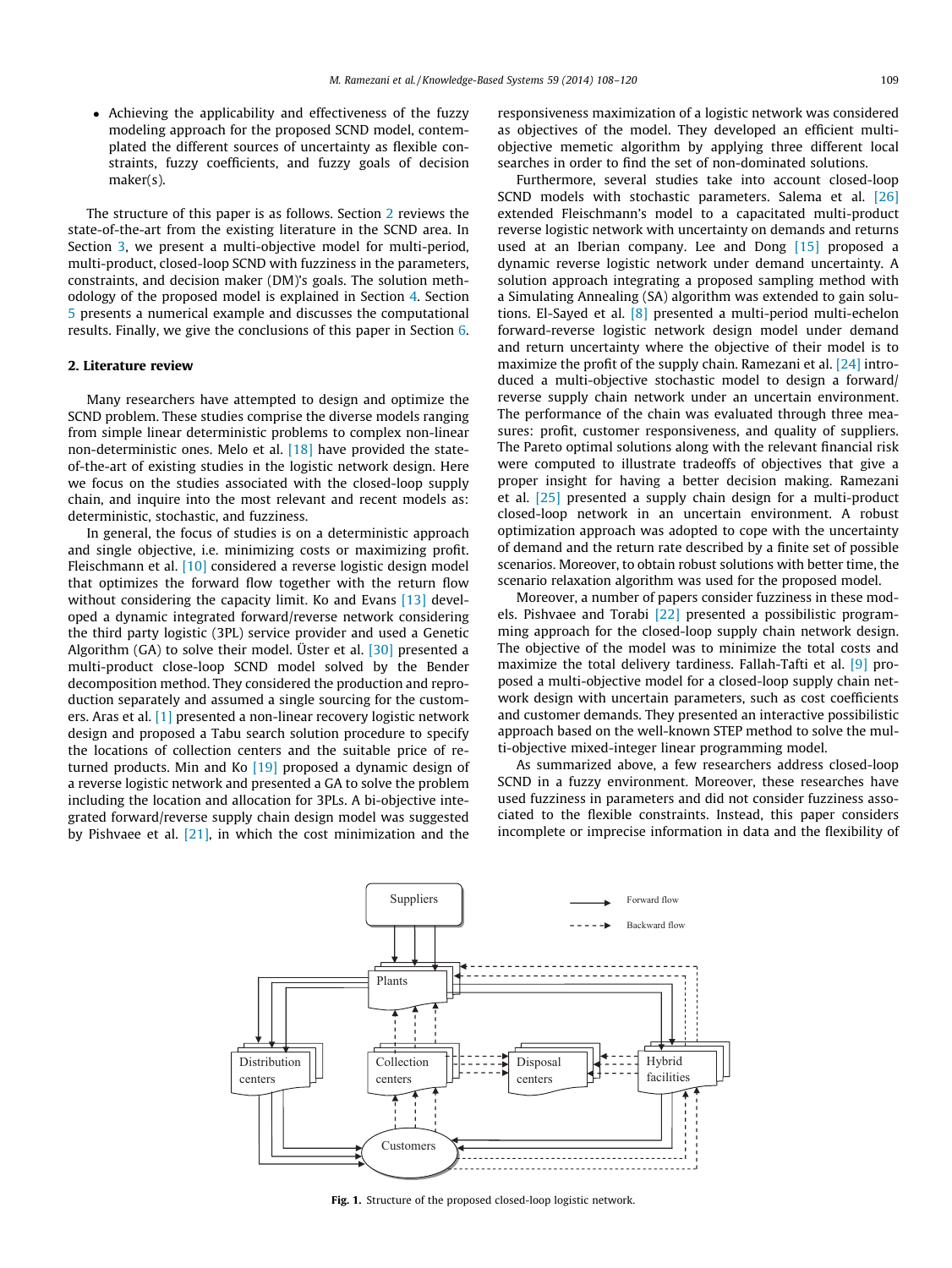- Achieving the applicability and effectiveness of the fuzzy modeling approach for the proposed SCND model, contemplated the different sources of uncertainty as flexible constraints, fuzzy coefficients, and fuzzy goals of decision maker(s).

The structure of this paper is as follows. Section 2 reviews the state-of-the-art from the existing literature in the SCND area. In Section 3, we present a multi-objective model for multi-period, multi-product, closed-loop SCND with fuzziness in the parameters, constraints, and decision maker (DM)'s goals. The solution methodology of the proposed model is explained in Section 4. Section 5 presents a numerical example and discusses the computational results. Finally, we give the conclusions of this paper in Section 6.

## 2. Literature review

Many researchers have attempted to design and optimize the SCND problem. These studies comprise the diverse models ranging from simple linear deterministic problems to complex non-linear non-deterministic ones. Melo et al. [18] have provided the state-of-the-art of existing studies in the logistic network design. Here we focus on the studies associated with the closed-loop supply chain, and inquire into the most relevant and recent models as: deterministic, stochastic, and fuzziness.

In general, the focus of studies is on a deterministic approach and single objective, i.e. minimizing costs or maximizing profit. Fleischmann et al. [10] considered a reverse logistic design model that optimizes the forward flow together with the return flow without considering the capacity limit. Ko and Evans [13] developed a dynamic integrated forward/reverse network considering the third party logistic (3PL) service provider and used a Genetic Algorithm (GA) to solve their model. Üster et al. [30] presented a multi-product close-loop SCND model solved by the Bender decomposition method. They considered the production and reproduction separately and assumed a single sourcing for the customers. Aras et al. [1] presented a non-linear recovery logistic network design and proposed a Tabu search solution procedure to specify the locations of collection centers and the suitable price of returned products. Min and Ko [19] proposed a dynamic design of a reverse logistic network and presented a GA to solve the problem including the location and allocation for 3PLs. A bi-objective integrated forward/reverse supply chain design model was suggested by Pishvaee et al. [21], in which the cost minimization and the responsiveness maximization of a logistic network was considered as objectives of the model. They developed an efficient multi-objective memetic algorithm by applying three different local searches in order to find the set of non-dominated solutions.

Furthermore, several studies take into account closed-loop SCND models with stochastic parameters. Salema et al. [26] extended Fleischmann's model to a capacitated multi-product reverse logistic network with uncertainty on demands and returns used at an Iberian company. Lee and Dong [15] proposed a dynamic reverse logistic network under demand uncertainty. A solution approach integrating a proposed sampling method with a Simulating Annealing (SA) algorithm was extended to gain solutions. El-Sayed et al. [8] presented a multi-period multi-echelon forward-reverse logistic network design model under demand and return uncertainty where the objective of their model is to maximize the profit of the supply chain. Ramezani et al. [24] introduced a multi-objective stochastic model to design a forward/reverse supply chain network under an uncertain environment. The performance of the chain was evaluated through three measures: profit, customer responsiveness, and quality of suppliers. The Pareto optimal solutions along with the relevant financial risk were computed to illustrate tradeoffs of objectives that give a proper insight for having a better decision making. Ramezani et al. [25] presented a supply chain design for a multi-product closed-loop network in an uncertain environment. A robust optimization approach was adopted to cope with the uncertainty of demand and the return rate described by a finite set of possible scenarios. Moreover, to obtain robust solutions with better time, the scenario relaxation algorithm was used for the proposed model.

Moreover, a number of papers consider fuzziness in these models. Pishvaee and Torabi [22] presented a possibilistic programming approach for the closed-loop supply chain network design. The objective of the model was to minimize the total costs and maximize the total delivery tardiness. Fallah-Tafti et al. [9] proposed a multi-objective model for a closed-loop supply chain network design with uncertain parameters, such as cost coefficients and customer demands. They presented an interactive possibilistic approach based on the well-known STEP method to solve the multi-objective mixed-integer linear programming model.

As summarized above, a few researchers address closed-loop SCND in a fuzzy environment. Moreover, these researches have used fuzziness in parameters and did not consider fuzziness associated to the flexible constraints. Instead, this paper considers incomplete or imprecise information in data and the flexibility of

**Fig. 1.** Structure of the proposed closed-loop logistic network.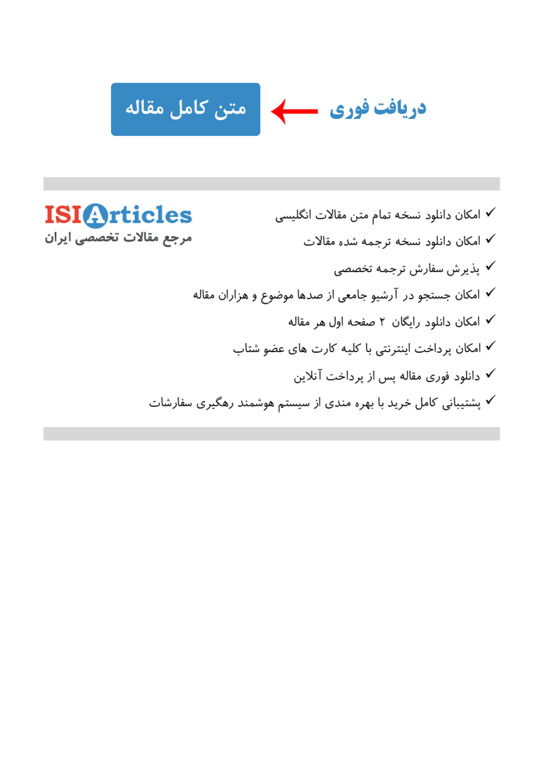دریافت فوری ← **متن کامل مقاله**

**ISIArticles**
مرجع مقالات تخصصی ایران

- ✓ امکان دانلود نسخه تمام متن مقالات انگلیسی
- ✓ امکان دانلود نسخه ترجمه شده مقالات
- ✓ پذیرش سفارش ترجمه تخصصی
- ✓ امکان جستجو در آرشیو جامعی از صدها موضوع و هزاران مقاله
- ✓ امکان دانلود رایگان ۲ صفحه اول هر مقاله
- ✓ امکان پرداخت اینترنتی با کلیه کارت های عضو شتاب
- ✓ دانلود فوری مقاله پس از پرداخت آنلاین
- ✓ پشتیبانی کامل خرید با بهره مندی از سیستم هوشمند رهگیری سفارشات